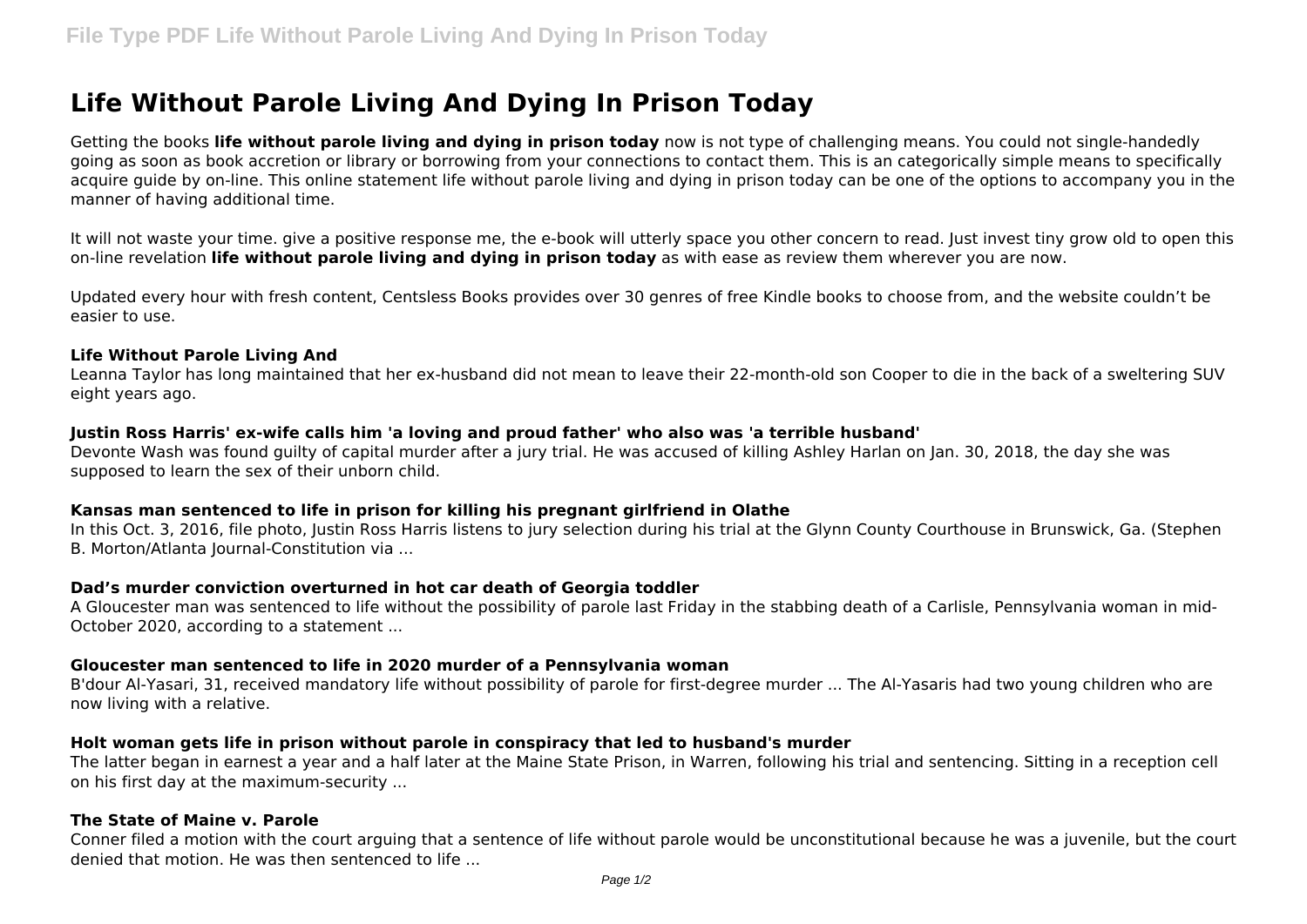# Life Without Parole Living And Dying In Prison Today

Getting the books **life without parole living and dying in prison today** now is not type of challenging means. You could not single-handedly going as soon as book accretion or library or borrowing from your connections to contact them. This is an categorically simple means to specifically acquire guide by on-line. This online statement life without parole living and dying in prison today can be one of the options to accompany you in the manner of having additional time.

It will not waste your time. give a positive response me, the e-book will utterly space you other concern to read. Just invest tiny grow old to open this on-line revelation **life without parole living and dying in prison today** as with ease as review them wherever you are now.

Updated every hour with fresh content, Centsless Books provides over 30 genres of free Kindle books to choose from, and the website couldn't be easier to use.

### Life Without Parole Living And

Leanna Taylor has long maintained that her ex-husband did not mean to leave their 22-month-old son Cooper to die in the back of a sweltering SUV eight years ago.

### Justin Ross Harris' ex-wife calls him 'a loving and proud father' who also was 'a terrible husband'

Devonte Wash was found guilty of capital murder after a jury trial. He was accused of killing Ashley Harlan on Jan. 30, 2018, the day she was supposed to learn the sex of their unborn child.

### Kansas man sentenced to life in prison for killing his pregnant girlfriend in Olathe

In this Oct. 3, 2016, file photo, Justin Ross Harris listens to jury selection during his trial at the Glynn County Courthouse in Brunswick, Ga. (Stephen B. Morton/Atlanta Journal-Constitution via ...

### Dad's murder conviction overturned in hot car death of Georgia toddler

A Gloucester man was sentenced to life without the possibility of parole last Friday in the stabbing death of a Carlisle, Pennsylvania woman in mid-October 2020, according to a statement ...

### Gloucester man sentenced to life in 2020 murder of a Pennsylvania woman

B'dour Al-Yasari, 31, received mandatory life without possibility of parole for first-degree murder ... The Al-Yasaris had two young children who are now living with a relative.

### Holt woman gets life in prison without parole in conspiracy that led to husband's murder

The latter began in earnest a year and a half later at the Maine State Prison, in Warren, following his trial and sentencing. Sitting in a reception cell on his first day at the maximum-security ...

### The State of Maine v. Parole

Conner filed a motion with the court arguing that a sentence of life without parole would be unconstitutional because he was a juvenile, but the court denied that motion. He was then sentenced to life ...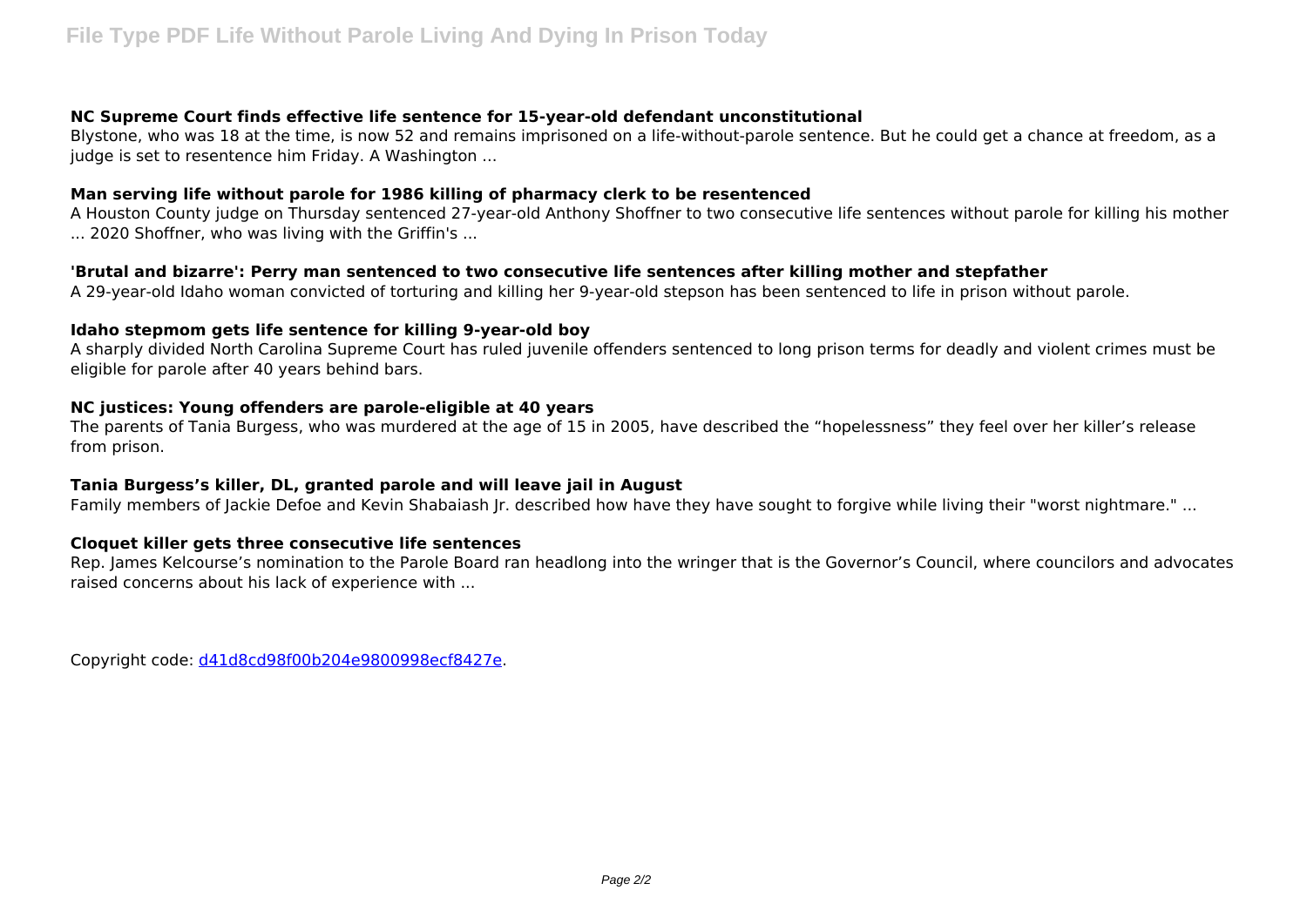### NC Supreme Court finds effective life sentence for 15-year-old defendant unconstitutional

Blystone, who was 18 at the time, is now 52 and remains imprisoned on a life-without-parole sentence. But he could get a chance at freedom, as a judge is set to resentence him Friday. A Washington ...

### Man serving life without parole for 1986 killing of pharmacy clerk to be resentenced

A Houston County judge on Thursday sentenced 27-year-old Anthony Shoffner to two consecutive life sentences without parole for killing his mother ... 2020 Shoffner, who was living with the Griffin's ...

### 'Brutal and bizarre': Perry man sentenced to two consecutive life sentences after killing mother and stepfather

A 29-year-old Idaho woman convicted of torturing and killing her 9-year-old stepson has been sentenced to life in prison without parole.

### Idaho stepmom gets life sentence for killing 9-year-old boy

A sharply divided North Carolina Supreme Court has ruled juvenile offenders sentenced to long prison terms for deadly and violent crimes must be eligible for parole after 40 years behind bars.

### NC justices: Young offenders are parole-eligible at 40 years

The parents of Tania Burgess, who was murdered at the age of 15 in 2005, have described the “hopelessness” they feel over her killer’s release from prison.

### Tania Burgess’s killer, DL, granted parole and will leave jail in August

Family members of Jackie Defoe and Kevin Shabaiash Jr. described how have they have sought to forgive while living their "worst nightmare." ...

### Cloquet killer gets three consecutive life sentences

Rep. James Kelcourse’s nomination to the Parole Board ran headlong into the wringer that is the Governor’s Council, where councilors and advocates raised concerns about his lack of experience with ...

Copyright code: d41d8cd98f00b204e9800998ecf8427e.